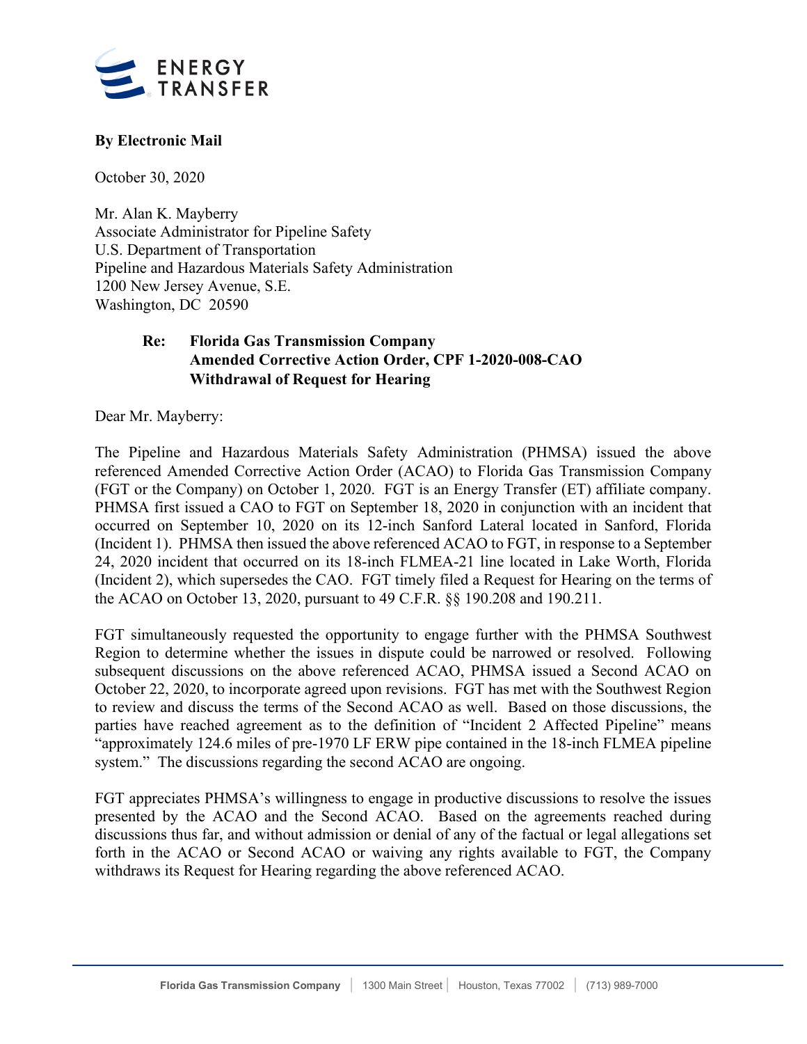ENERGY TRANSFER

**By Electronic Mail**

October 30, 2020

Mr. Alan K. Mayberry
Associate Administrator for Pipeline Safety
U.S. Department of Transportation
Pipeline and Hazardous Materials Safety Administration
1200 New Jersey Avenue, S.E.
Washington, DC 20590

**Re: Florida Gas Transmission Company**
**Amended Corrective Action Order, CPF 1-2020-008-CAO**
**Withdrawal of Request for Hearing**

Dear Mr. Mayberry:

The Pipeline and Hazardous Materials Safety Administration (PHMSA) issued the above referenced Amended Corrective Action Order (ACAO) to Florida Gas Transmission Company (FGT or the Company) on October 1, 2020. FGT is an Energy Transfer (ET) affiliate company. PHMSA first issued a CAO to FGT on September 18, 2020 in conjunction with an incident that occurred on September 10, 2020 on its 12-inch Sanford Lateral located in Sanford, Florida (Incident 1). PHMSA then issued the above referenced ACAO to FGT, in response to a September 24, 2020 incident that occurred on its 18-inch FLMEA-21 line located in Lake Worth, Florida (Incident 2), which supersedes the CAO. FGT timely filed a Request for Hearing on the terms of the ACAO on October 13, 2020, pursuant to 49 C.F.R. §§ 190.208 and 190.211.

FGT simultaneously requested the opportunity to engage further with the PHMSA Southwest Region to determine whether the issues in dispute could be narrowed or resolved. Following subsequent discussions on the above referenced ACAO, PHMSA issued a Second ACAO on October 22, 2020, to incorporate agreed upon revisions. FGT has met with the Southwest Region to review and discuss the terms of the Second ACAO as well. Based on those discussions, the parties have reached agreement as to the definition of "Incident 2 Affected Pipeline" means "approximately 124.6 miles of pre-1970 LF ERW pipe contained in the 18-inch FLMEA pipeline system." The discussions regarding the second ACAO are ongoing.

FGT appreciates PHMSA's willingness to engage in productive discussions to resolve the issues presented by the ACAO and the Second ACAO. Based on the agreements reached during discussions thus far, and without admission or denial of any of the factual or legal allegations set forth in the ACAO or Second ACAO or waiving any rights available to FGT, the Company withdraws its Request for Hearing regarding the above referenced ACAO.

Florida Gas Transmission Company | 1300 Main Street | Houston, Texas 77002 | (713) 989-7000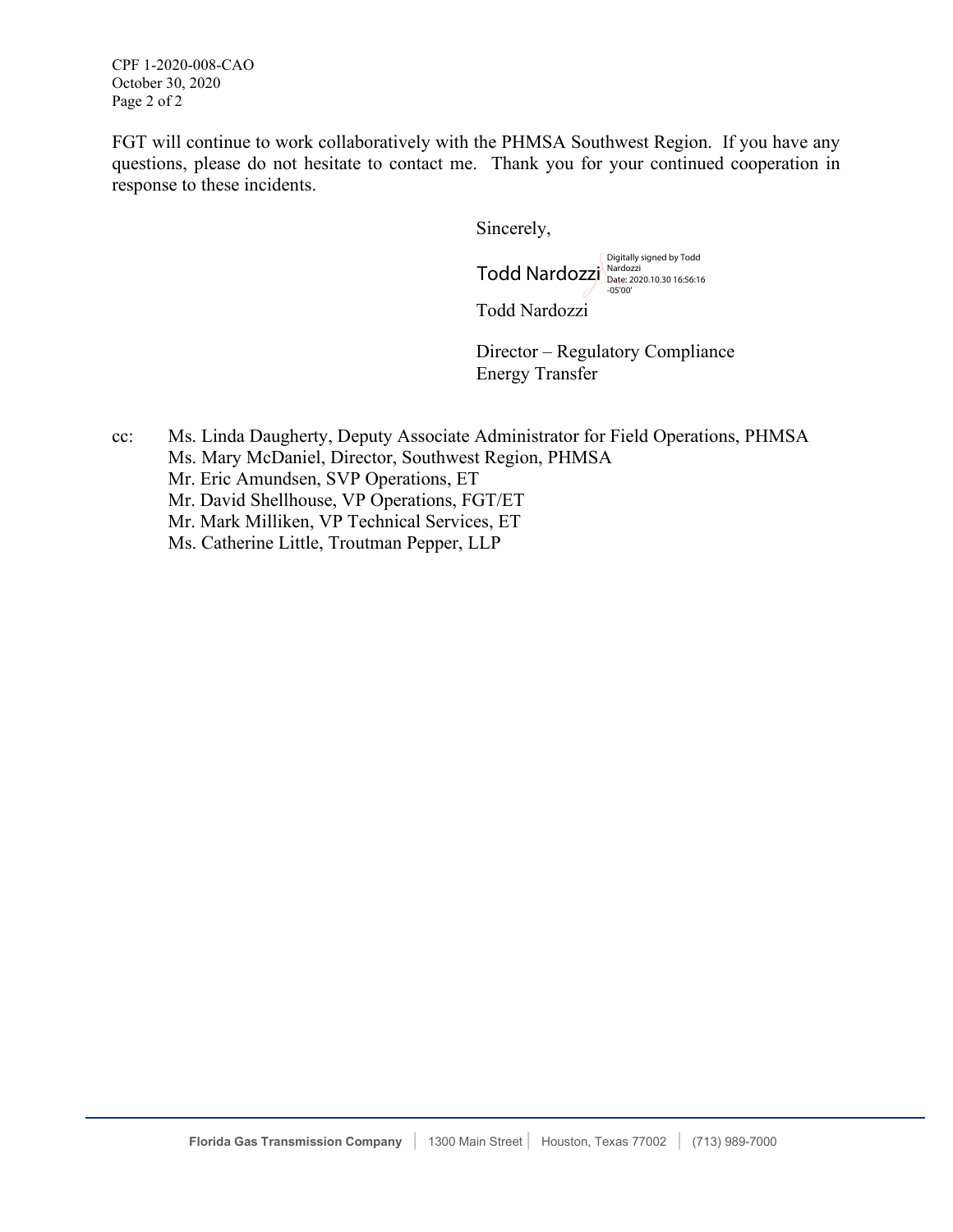FGT will continue to work collaboratively with the PHMSA Southwest Region. If you have any questions, please do not hesitate to contact me. Thank you for your continued cooperation in response to these incidents.

Sincerely,

Todd Nardozzi Digitally signed by Todd Nardozzi Date: 2020.10.30 16:56:16 -05'00'

Todd Nardozzi

Director – Regulatory Compliance
Energy Transfer

cc: Ms. Linda Daugherty, Deputy Associate Administrator for Field Operations, PHMSA
Ms. Mary McDaniel, Director, Southwest Region, PHMSA
Mr. Eric Amundsen, SVP Operations, ET
Mr. David Shellhouse, VP Operations, FGT/ET
Mr. Mark Milliken, VP Technical Services, ET
Ms. Catherine Little, Troutman Pepper, LLP